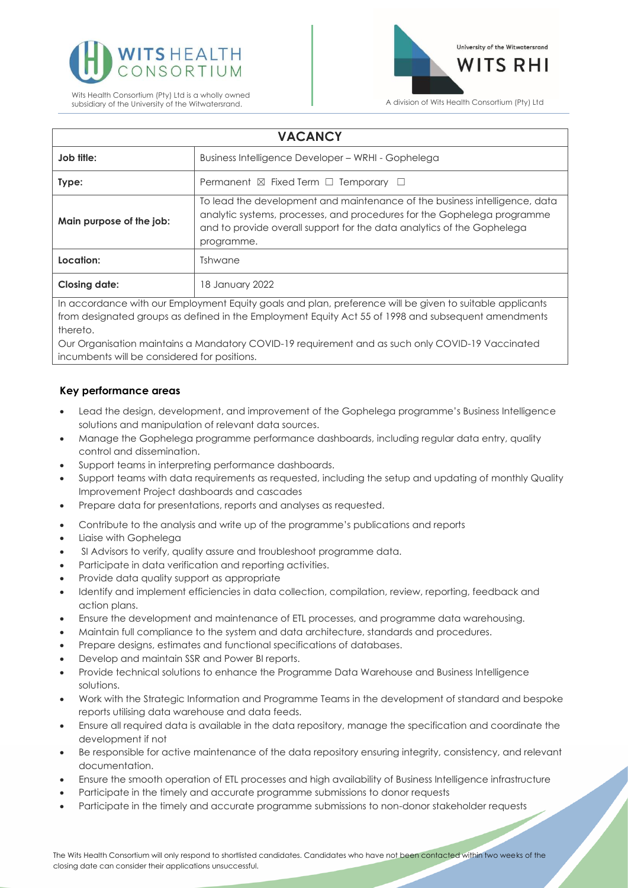Wits Health Consortium (Pty) Ltd is a wholly owned subsidiary of the University of the Witwatersrand.

A division of Wits Health Consortium (Pty) Ltd

| VACANCY | |
|---|---|
| **Job title:** | Business Intelligence Developer – WRHI - Gophelega |
| **Type:** | Permanent ☒ Fixed Term ☐ Temporary ☐ |
| **Main purpose of the job:** | To lead the development and maintenance of the business intelligence, data analytic systems, processes, and procedures for the Gophelega programme and to provide overall support for the data analytics of the Gophelega programme. |
| **Location:** | Tshwane |
| **Closing date:** | 18 January 2022 |

In accordance with our Employment Equity goals and plan, preference will be given to suitable applicants from designated groups as defined in the Employment Equity Act 55 of 1998 and subsequent amendments thereto.

Our Organisation maintains a Mandatory COVID-19 requirement and as such only COVID-19 Vaccinated incumbents will be considered for positions.

## Key performance areas

- Lead the design, development, and improvement of the Gophelega programme's Business Intelligence solutions and manipulation of relevant data sources.
- Manage the Gophelega programme performance dashboards, including regular data entry, quality control and dissemination.
- Support teams in interpreting performance dashboards.
- Support teams with data requirements as requested, including the setup and updating of monthly Quality Improvement Project dashboards and cascades
- Prepare data for presentations, reports and analyses as requested.
- Contribute to the analysis and write up of the programme's publications and reports
- Liaise with Gophelega
- SI Advisors to verify, quality assure and troubleshoot programme data.
- Participate in data verification and reporting activities.
- Provide data quality support as appropriate
- Identify and implement efficiencies in data collection, compilation, review, reporting, feedback and action plans.
- Ensure the development and maintenance of ETL processes, and programme data warehousing.
- Maintain full compliance to the system and data architecture, standards and procedures.
- Prepare designs, estimates and functional specifications of databases.
- Develop and maintain SSR and Power BI reports.
- Provide technical solutions to enhance the Programme Data Warehouse and Business Intelligence solutions.
- Work with the Strategic Information and Programme Teams in the development of standard and bespoke reports utilising data warehouse and data feeds.
- Ensure all required data is available in the data repository, manage the specification and coordinate the development if not
- Be responsible for active maintenance of the data repository ensuring integrity, consistency, and relevant documentation.
- Ensure the smooth operation of ETL processes and high availability of Business Intelligence infrastructure
- Participate in the timely and accurate programme submissions to donor requests
- Participate in the timely and accurate programme submissions to non-donor stakeholder requests

The Wits Health Consortium will only respond to shortlisted candidates. Candidates who have not been contacted within two weeks of the closing date can consider their applications unsuccessful.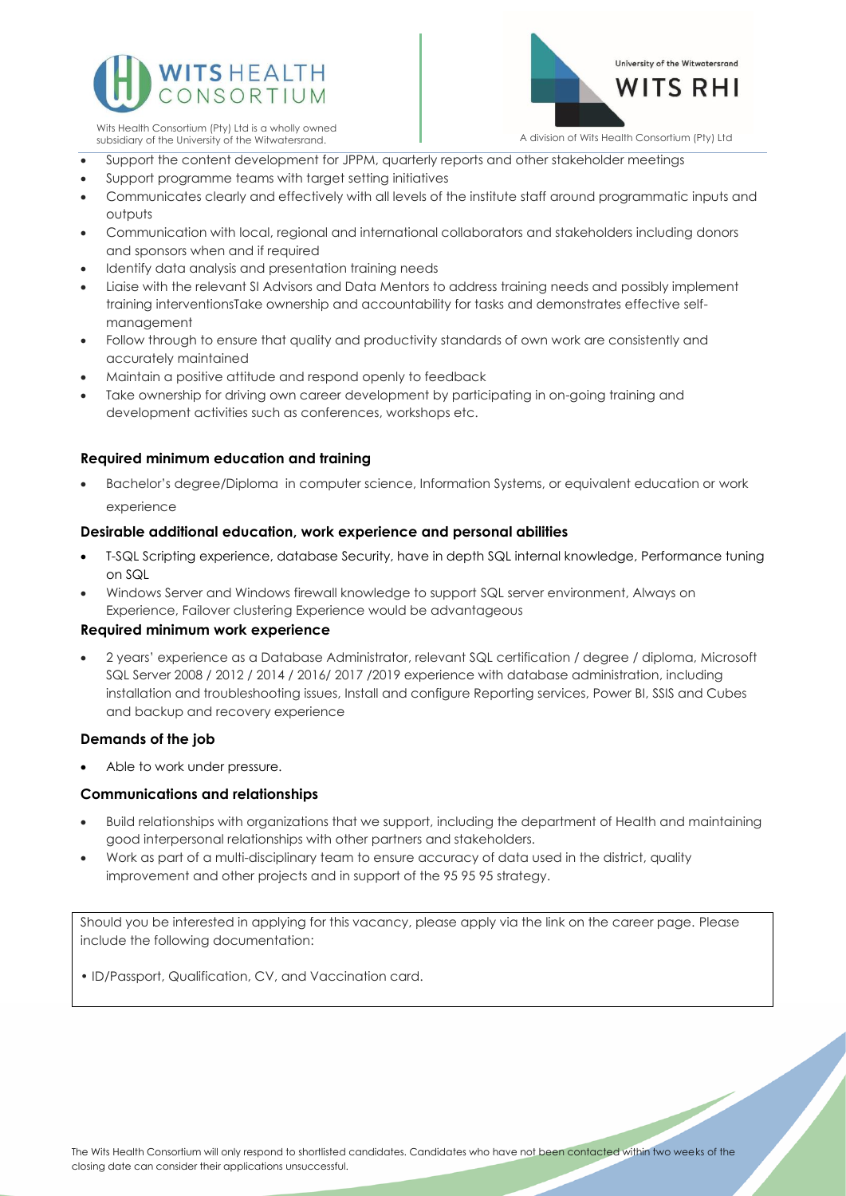- Support the content development for JPPM, quarterly reports and other stakeholder meetings
- Support programme teams with target setting initiatives
- Communicates clearly and effectively with all levels of the institute staff around programmatic inputs and outputs
- Communication with local, regional and international collaborators and stakeholders including donors and sponsors when and if required
- Identify data analysis and presentation training needs
- Liaise with the relevant SI Advisors and Data Mentors to address training needs and possibly implement training interventionsTake ownership and accountability for tasks and demonstrates effective self-management
- Follow through to ensure that quality and productivity standards of own work are consistently and accurately maintained
- Maintain a positive attitude and respond openly to feedback
- Take ownership for driving own career development by participating in on-going training and development activities such as conferences, workshops etc.

**Required minimum education and training**

- Bachelor's degree/Diploma in computer science, Information Systems, or equivalent education or work experience

**Desirable additional education, work experience and personal abilities**

- T-SQL Scripting experience, database Security, have in depth SQL internal knowledge, Performance tuning on SQL
- Windows Server and Windows firewall knowledge to support SQL server environment, Always on Experience, Failover clustering Experience would be advantageous

**Required minimum work experience**

- 2 years' experience as a Database Administrator, relevant SQL certification / degree / diploma, Microsoft SQL Server 2008 / 2012 / 2014 / 2016/ 2017 /2019 experience with database administration, including installation and troubleshooting issues, Install and configure Reporting services, Power BI, SSIS and Cubes and backup and recovery experience

**Demands of the job**

- Able to work under pressure.

**Communications and relationships**

- Build relationships with organizations that we support, including the department of Health and maintaining good interpersonal relationships with other partners and stakeholders.
- Work as part of a multi-disciplinary team to ensure accuracy of data used in the district, quality improvement and other projects and in support of the 95 95 95 strategy.

Should you be interested in applying for this vacancy, please apply via the link on the career page. Please include the following documentation:

• ID/Passport, Qualification, CV, and Vaccination card.

The Wits Health Consortium will only respond to shortlisted candidates. Candidates who have not been contacted within two weeks of the closing date can consider their applications unsuccessful.